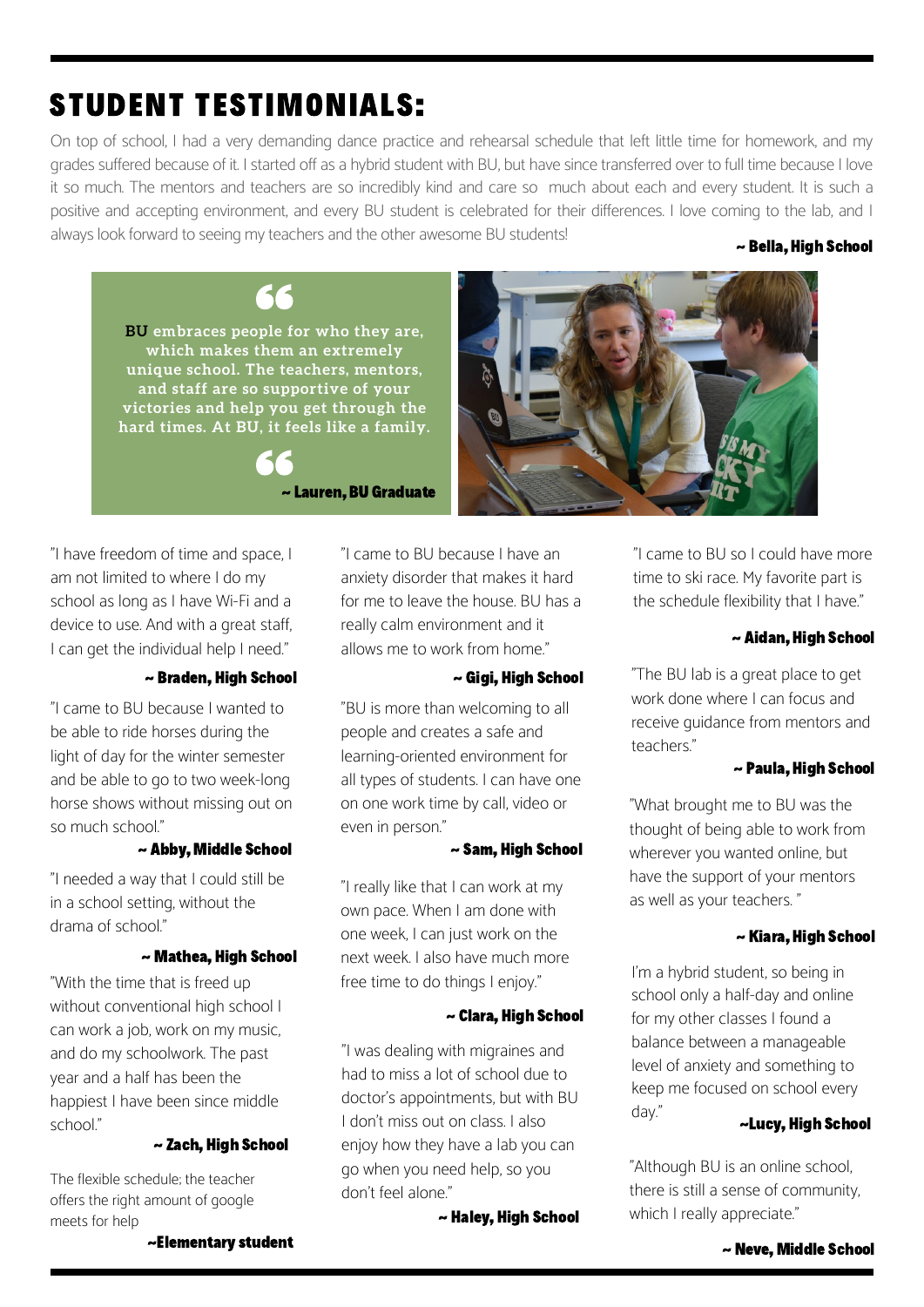# STUDENT TESTIMONIALS:

On top of school, I had a very demanding dance practice and rehearsal schedule that left little time for homework, and my grades suffered because of it. I started off as a hybrid student with BU, but have since transferred over to full time because I love it so much. The mentors and teachers are so incredibly kind and care so much about each and every student. It is such a positive and accepting environment, and every BU student is celebrated for their differences. I love coming to the lab, and I always look forward to seeing my teachers and the other awesome BU students!

**~ Bella, High School**

> **BU embraces people for who they are, which makes them an extremely unique school. The teachers, mentors, and staff are so supportive of your victories and help you get through the hard times. At BU, it feels like a family.**
>
> **~ Lauren, BU Graduate**

"I have freedom of time and space, I am not limited to where I do my school as long as I have Wi-Fi and a device to use. And with a great staff, I can get the individual help I need."

**~ Braden, High School**

"I came to BU because I wanted to be able to ride horses during the light of day for the winter semester and be able to go to two week-long horse shows without missing out on so much school."

**~ Abby, Middle School**

"I needed a way that I could still be in a school setting, without the drama of school."

**~ Mathea, High School**

"With the time that is freed up without conventional high school I can work a job, work on my music, and do my schoolwork. The past year and a half has been the happiest I have been since middle school."

**~ Zach, High School**

The flexible schedule; the teacher offers the right amount of google meets for help

**~Elementary student**

"I came to BU because I have an anxiety disorder that makes it hard for me to leave the house. BU has a really calm environment and it allows me to work from home."

**~ Gigi, High School**

"BU is more than welcoming to all people and creates a safe and learning-oriented environment for all types of students. I can have one on one work time by call, video or even in person."

**~ Sam, High School**

"I really like that I can work at my own pace. When I am done with one week, I can just work on the next week. I also have much more free time to do things I enjoy."

**~ Clara, High School**

"I was dealing with migraines and had to miss a lot of school due to doctor's appointments, but with BU I don't miss out on class. I also enjoy how they have a lab you can go when you need help, so you don't feel alone."

**~ Haley, High School**

"I came to BU so I could have more time to ski race. My favorite part is the schedule flexibility that I have."

**~ Aidan, High School**

"The BU lab is a great place to get work done where I can focus and receive guidance from mentors and teachers."

**~ Paula, High School**

"What brought me to BU was the thought of being able to work from wherever you wanted online, but have the support of your mentors as well as your teachers."

**~ Kiara, High School**

I'm a hybrid student, so being in school only a half-day and online for my other classes I found a balance between a manageable level of anxiety and something to keep me focused on school every day."

**~Lucy, High School**

"Although BU is an online school, there is still a sense of community, which I really appreciate."

**~ Neve, Middle School**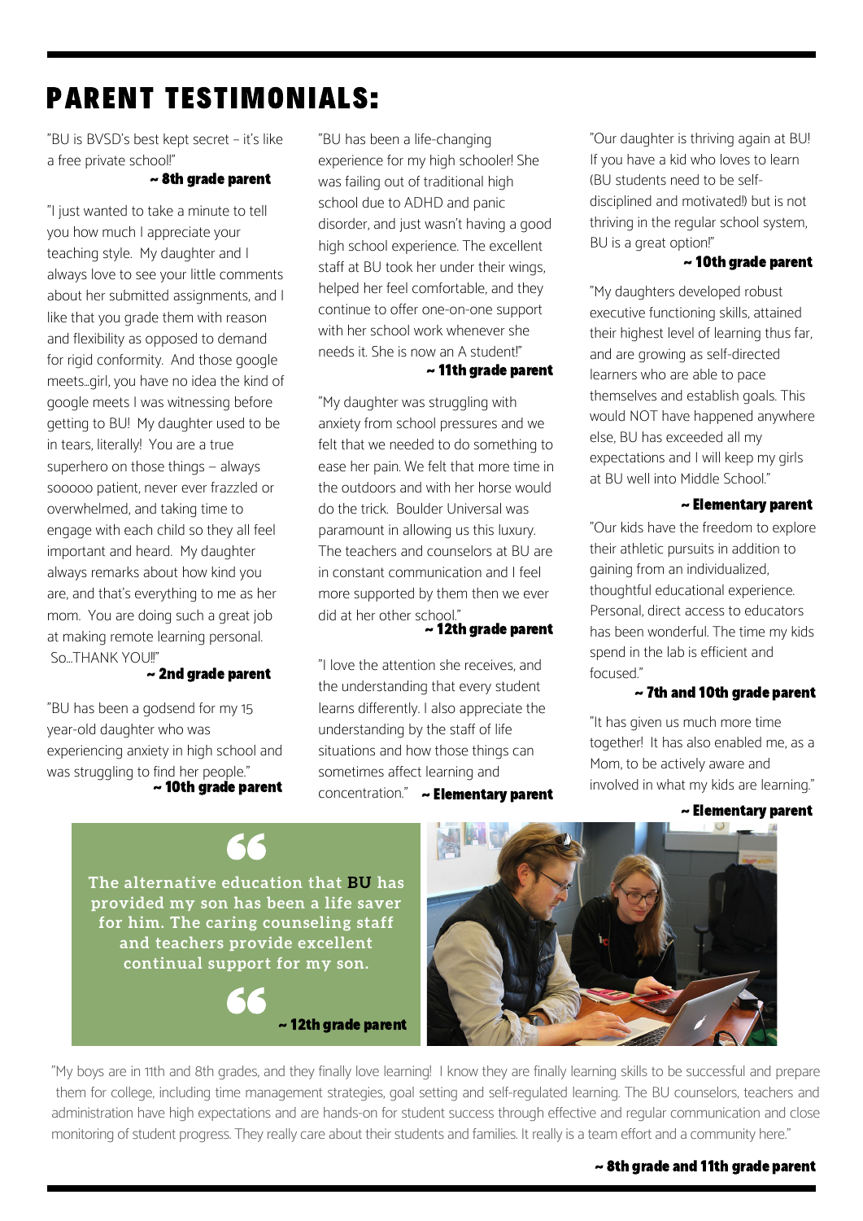# PARENT TESTIMONIALS:

"BU is BVSD's best kept secret – it's like a free private school!"

**~ 8th grade parent**

"I just wanted to take a minute to tell you how much I appreciate your teaching style. My daughter and I always love to see your little comments about her submitted assignments, and I like that you grade them with reason and flexibility as opposed to demand for rigid conformity. And those google meets...girl, you have no idea the kind of google meets I was witnessing before getting to BU! My daughter used to be in tears, literally! You are a true superhero on those things – always sooooo patient, never ever frazzled or overwhelmed, and taking time to engage with each child so they all feel important and heard. My daughter always remarks about how kind you are, and that's everything to me as her mom. You are doing such a great job at making remote learning personal. So...THANK YOU!!"

**~ 2nd grade parent**

"BU has been a godsend for my 15 year-old daughter who was experiencing anxiety in high school and was struggling to find her people."

**~ 10th grade parent**

"BU has been a life-changing experience for my high schooler! She was failing out of traditional high school due to ADHD and panic disorder, and just wasn't having a good high school experience. The excellent staff at BU took her under their wings, helped her feel comfortable, and they continue to offer one-on-one support with her school work whenever she needs it. She is now an A student!"

**~ 11th grade parent**

"My daughter was struggling with anxiety from school pressures and we felt that we needed to do something to ease her pain. We felt that more time in the outdoors and with her horse would do the trick. Boulder Universal was paramount in allowing us this luxury. The teachers and counselors at BU are in constant communication and I feel more supported by them then we ever did at her other school."

**~ 12th grade parent**

"I love the attention she receives, and the understanding that every student learns differently. I also appreciate the understanding by the staff of life situations and how those things can sometimes affect learning and concentration."

**~ Elementary parent**

"Our daughter is thriving again at BU! If you have a kid who loves to learn (BU students need to be self-disciplined and motivated!) but is not thriving in the regular school system, BU is a great option!"

**~ 10th grade parent**

"My daughters developed robust executive functioning skills, attained their highest level of learning thus far, and are growing as self-directed learners who are able to pace themselves and establish goals. This would NOT have happened anywhere else, BU has exceeded all my expectations and I will keep my girls at BU well into Middle School."

**~ Elementary parent**

"Our kids have the freedom to explore their athletic pursuits in addition to gaining from an individualized, thoughtful educational experience. Personal, direct access to educators has been wonderful. The time my kids spend in the lab is efficient and focused."

**~ 7th and 10th grade parent**

"It has given us much more time together! It has also enabled me, as a Mom, to be actively aware and involved in what my kids are learning."

**~ Elementary parent**

> **"The alternative education that BU has provided my son has been a life saver for him. The caring counseling staff and teachers provide excellent continual support for my son."**
>
> **~ 12th grade parent**

"My boys are in 11th and 8th grades, and they finally love learning! I know they are finally learning skills to be successful and prepare them for college, including time management strategies, goal setting and self-regulated learning. The BU counselors, teachers and administration have high expectations and are hands-on for student success through effective and regular communication and close monitoring of student progress. They really care about their students and families. It really is a team effort and a community here."

**~ 8th grade and 11th grade parent**